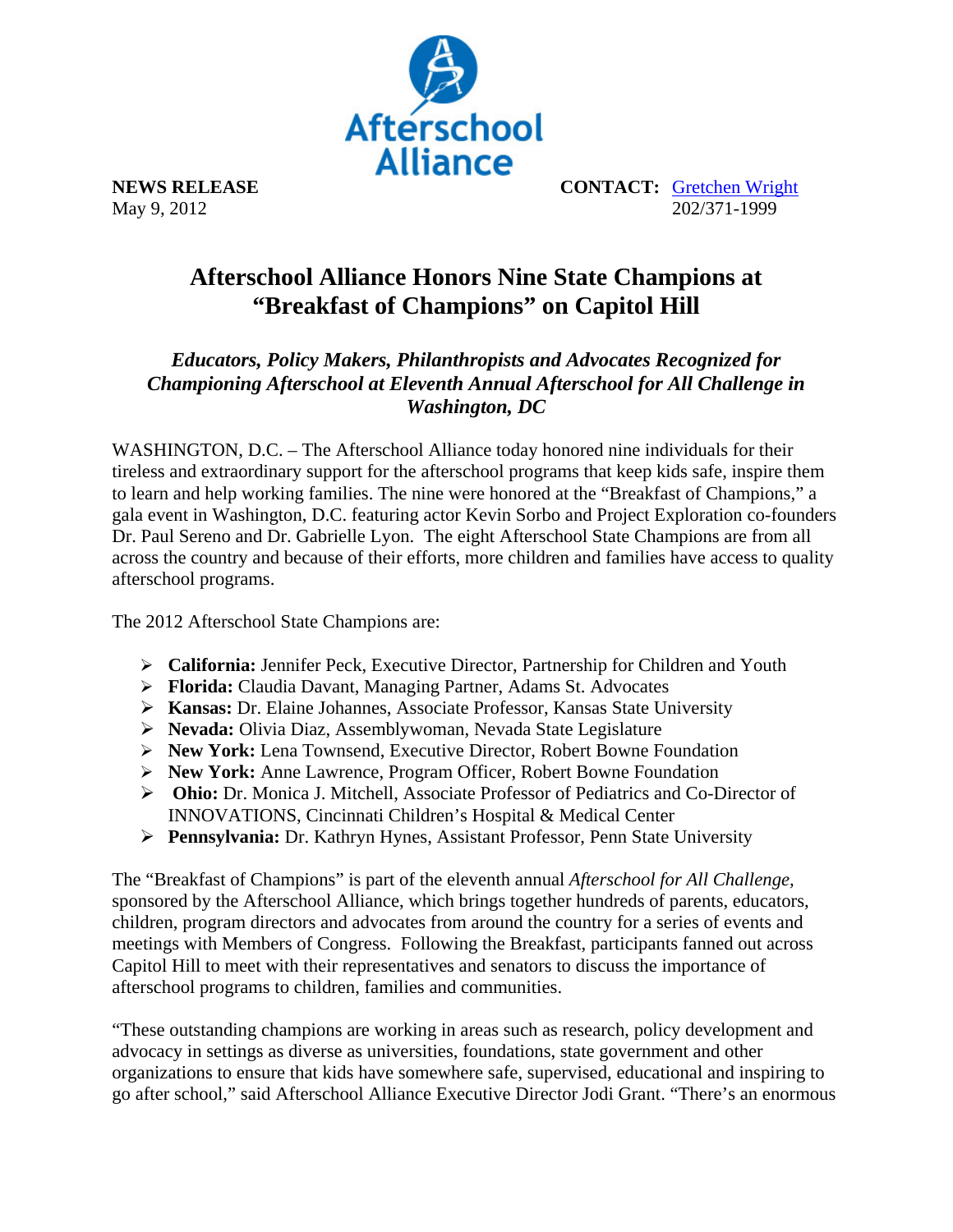**NEWS RELEASE**
May 9, 2012

**CONTACT:** Gretchen Wright
202/371-1999

# Afterschool Alliance Honors Nine State Champions at "Breakfast of Champions" on Capitol Hill

### *Educators, Policy Makers, Philanthropists and Advocates Recognized for Championing Afterschool at Eleventh Annual Afterschool for All Challenge in Washington, DC*

WASHINGTON, D.C. – The Afterschool Alliance today honored nine individuals for their tireless and extraordinary support for the afterschool programs that keep kids safe, inspire them to learn and help working families. The nine were honored at the "Breakfast of Champions," a gala event in Washington, D.C. featuring actor Kevin Sorbo and Project Exploration co-founders Dr. Paul Sereno and Dr. Gabrielle Lyon. The eight Afterschool State Champions are from all across the country and because of their efforts, more children and families have access to quality afterschool programs.

The 2012 Afterschool State Champions are:

- **California:** Jennifer Peck, Executive Director, Partnership for Children and Youth
- **Florida:** Claudia Davant, Managing Partner, Adams St. Advocates
- **Kansas:** Dr. Elaine Johannes, Associate Professor, Kansas State University
- **Nevada:** Olivia Diaz, Assemblywoman, Nevada State Legislature
- **New York:** Lena Townsend, Executive Director, Robert Bowne Foundation
- **New York:** Anne Lawrence, Program Officer, Robert Bowne Foundation
- **Ohio:** Dr. Monica J. Mitchell, Associate Professor of Pediatrics and Co-Director of INNOVATIONS, Cincinnati Children's Hospital & Medical Center
- **Pennsylvania:** Dr. Kathryn Hynes, Assistant Professor, Penn State University

The "Breakfast of Champions" is part of the eleventh annual *Afterschool for All Challenge*, sponsored by the Afterschool Alliance, which brings together hundreds of parents, educators, children, program directors and advocates from around the country for a series of events and meetings with Members of Congress. Following the Breakfast, participants fanned out across Capitol Hill to meet with their representatives and senators to discuss the importance of afterschool programs to children, families and communities.

"These outstanding champions are working in areas such as research, policy development and advocacy in settings as diverse as universities, foundations, state government and other organizations to ensure that kids have somewhere safe, supervised, educational and inspiring to go after school," said Afterschool Alliance Executive Director Jodi Grant. "There's an enormous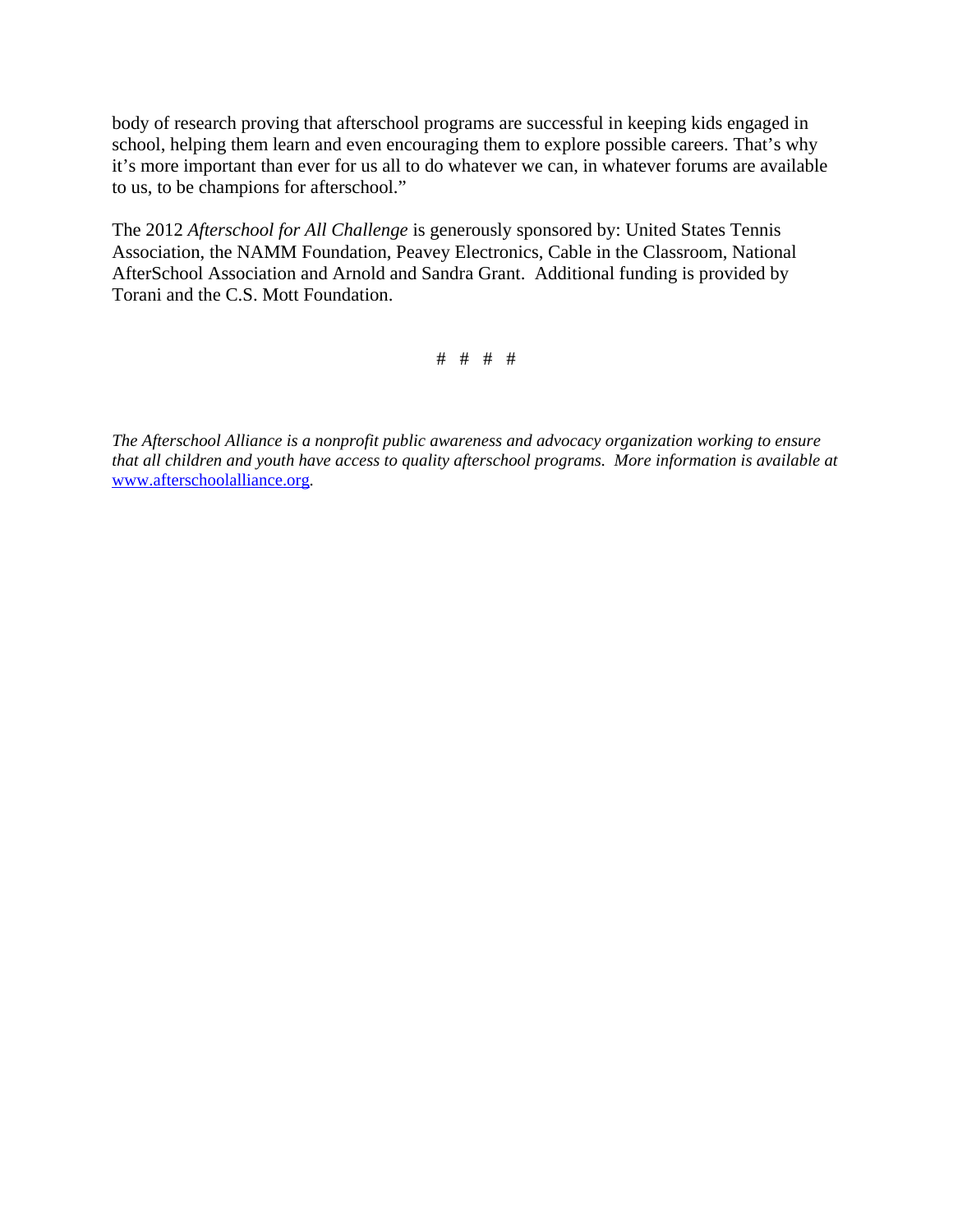body of research proving that afterschool programs are successful in keeping kids engaged in school, helping them learn and even encouraging them to explore possible careers. That's why it's more important than ever for us all to do whatever we can, in whatever forums are available to us, to be champions for afterschool."

The 2012 *Afterschool for All Challenge* is generously sponsored by: United States Tennis Association, the NAMM Foundation, Peavey Electronics, Cable in the Classroom, National AfterSchool Association and Arnold and Sandra Grant. Additional funding is provided by Torani and the C.S. Mott Foundation.

# # # #

*The Afterschool Alliance is a nonprofit public awareness and advocacy organization working to ensure that all children and youth have access to quality afterschool programs. More information is available at [www.afterschoolalliance.org](http://www.afterschoolalliance.org).*